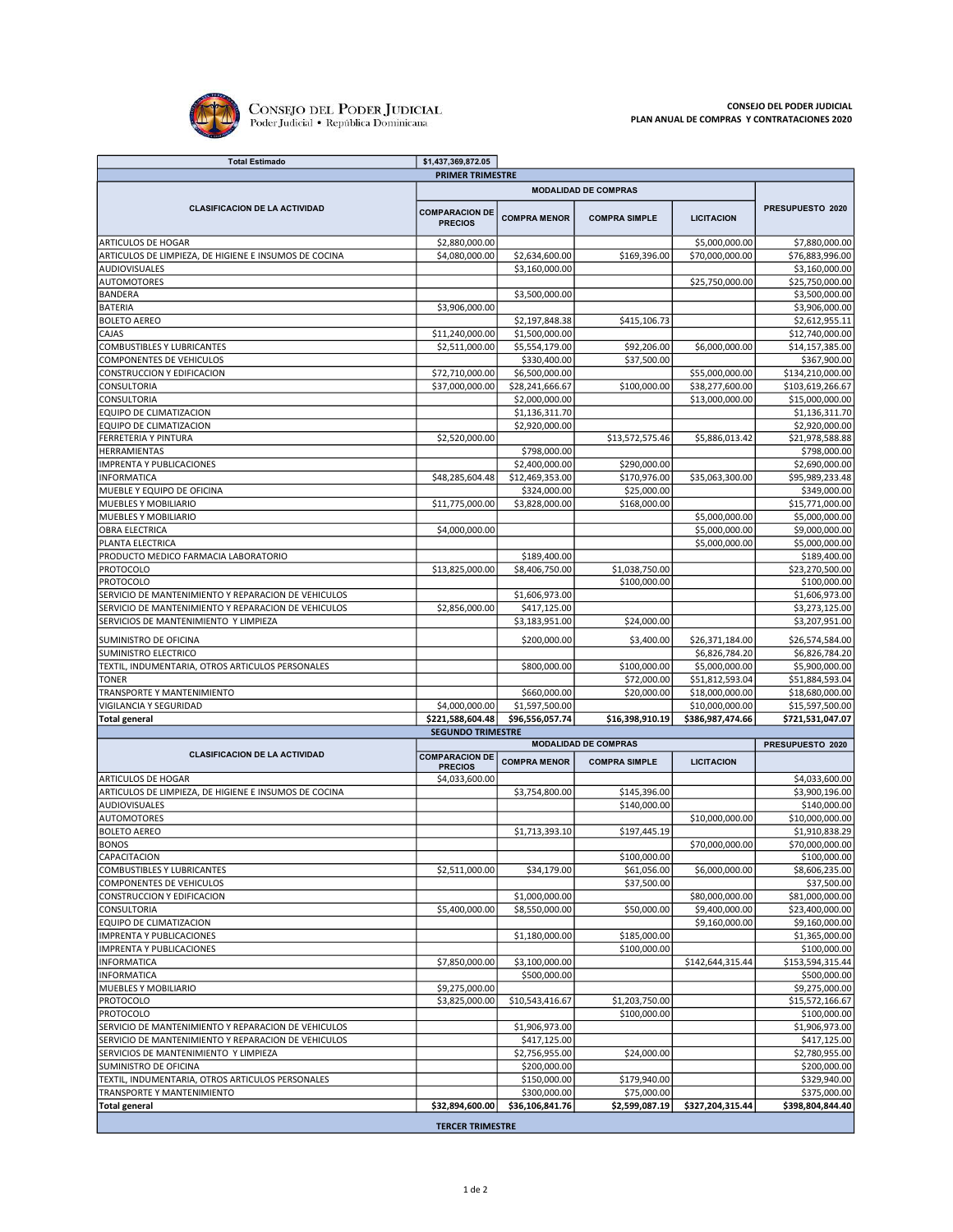CONSEJO DEL PODER JUDICIAL
Poder Judicial • República Dominicana

**CONSEJO DEL PODER JUDICIAL**
**PLAN ANUAL DE COMPRAS Y CONTRATACIONES 2020**

| Total Estimado | $1,437,369,872.05 | | | | |
|---|---|---|---|---|---|
| **PRIMER TRIMESTRE** | | | | | |
| **CLASIFICACION DE LA ACTIVIDAD** | **MODALIDAD DE COMPRAS** | | | | **PRESUPUESTO 2020** |
| | **COMPARACION DE PRECIOS** | **COMPRA MENOR** | **COMPRA SIMPLE** | **LICITACION** | |
| ARTICULOS DE HOGAR | $2,880,000.00 | | | $5,000,000.00 | $7,880,000.00 |
| ARTICULOS DE LIMPIEZA, DE HIGIENE E INSUMOS DE COCINA | $4,080,000.00 | $2,634,600.00 | $169,396.00 | $70,000,000.00 | $76,883,996.00 |
| AUDIOVISUALES | | $3,160,000.00 | | | $3,160,000.00 |
| AUTOMOTORES | | | | $25,750,000.00 | $25,750,000.00 |
| BANDERA | | $3,500,000.00 | | | $3,500,000.00 |
| BATERIA | $3,906,000.00 | | | | $3,906,000.00 |
| BOLETO AEREO | | $2,197,848.38 | $415,106.73 | | $2,612,955.11 |
| CAJAS | $11,240,000.00 | $1,500,000.00 | | | $12,740,000.00 |
| COMBUSTIBLES Y LUBRICANTES | $2,511,000.00 | $5,554,179.00 | $92,206.00 | $6,000,000.00 | $14,157,385.00 |
| COMPONENTES DE VEHICULOS | | $330,400.00 | $37,500.00 | | $367,900.00 |
| CONSTRUCCION Y EDIFICACION | $72,710,000.00 | $6,500,000.00 | | $55,000,000.00 | $134,210,000.00 |
| CONSULTORIA | $37,000,000.00 | $28,241,666.67 | $100,000.00 | $38,277,600.00 | $103,619,266.67 |
| CONSULTORIA | | $2,000,000.00 | | $13,000,000.00 | $15,000,000.00 |
| EQUIPO DE CLIMATIZACION | | $1,136,311.70 | | | $1,136,311.70 |
| EQUIPO DE CLIMATIZACION | | $2,920,000.00 | | | $2,920,000.00 |
| FERRETERIA Y PINTURA | $2,520,000.00 | | $13,572,575.46 | $5,886,013.42 | $21,978,588.88 |
| HERRAMIENTAS | | $798,000.00 | | | $798,000.00 |
| IMPRENTA Y PUBLICACIONES | | $2,400,000.00 | $290,000.00 | | $2,690,000.00 |
| INFORMATICA | $48,285,604.48 | $12,469,353.00 | $170,976.00 | $35,063,300.00 | $95,989,233.48 |
| MUEBLE Y EQUIPO DE OFICINA | | $324,000.00 | $25,000.00 | | $349,000.00 |
| MUEBLES Y MOBILIARIO | $11,775,000.00 | $3,828,000.00 | $168,000.00 | | $15,771,000.00 |
| MUEBLES Y MOBILIARIO | | | | $5,000,000.00 | $5,000,000.00 |
| OBRA ELECTRICA | $4,000,000.00 | | | $5,000,000.00 | $9,000,000.00 |
| PLANTA ELECTRICA | | | | $5,000,000.00 | $5,000,000.00 |
| PRODUCTO MEDICO FARMACIA LABORATORIO | | $189,400.00 | | | $189,400.00 |
| PROTOCOLO | $13,825,000.00 | $8,406,750.00 | $1,038,750.00 | | $23,270,500.00 |
| PROTOCOLO | | | $100,000.00 | | $100,000.00 |
| SERVICIO DE MANTENIMIENTO Y REPARACION DE VEHICULOS | | $1,606,973.00 | | | $1,606,973.00 |
| SERVICIO DE MANTENIMIENTO Y REPARACION DE VEHICULOS | $2,856,000.00 | $417,125.00 | | | $3,273,125.00 |
| SERVICIOS DE MANTENIMIENTO Y LIMPIEZA | | $3,183,951.00 | $24,000.00 | | $3,207,951.00 |
| SUMINISTRO DE OFICINA | | $200,000.00 | $3,400.00 | $26,371,184.00 | $26,574,584.00 |
| SUMINISTRO ELECTRICO | | | | $6,826,784.20 | $6,826,784.20 |
| TEXTIL, INDUMENTARIA, OTROS ARTICULOS PERSONALES | | $800,000.00 | $100,000.00 | $5,000,000.00 | $5,900,000.00 |
| TONER | | | $72,000.00 | $51,812,593.04 | $51,884,593.04 |
| TRANSPORTE Y MANTENIMIENTO | | $660,000.00 | $20,000.00 | $18,000,000.00 | $18,680,000.00 |
| VIGILANCIA Y SEGURIDAD | $4,000,000.00 | $1,597,500.00 | | $10,000,000.00 | $15,597,500.00 |
| **Total general** | **$221,588,604.48** | **$96,556,057.74** | **$16,398,910.19** | **$386,987,474.66** | **$721,531,047.07** |
| **SEGUNDO TRIMESTRE** | | | | | |
| **CLASIFICACION DE LA ACTIVIDAD** | **MODALIDAD DE COMPRAS** | | | | **PRESUPUESTO 2020** |
| | **COMPARACION DE PRECIOS** | **COMPRA MENOR** | **COMPRA SIMPLE** | **LICITACION** | |
| ARTICULOS DE HOGAR | $4,033,600.00 | | | | $4,033,600.00 |
| ARTICULOS DE LIMPIEZA, DE HIGIENE E INSUMOS DE COCINA | | $3,754,800.00 | $145,396.00 | | $3,900,196.00 |
| AUDIOVISUALES | | | $140,000.00 | | $140,000.00 |
| AUTOMOTORES | | | | $10,000,000.00 | $10,000,000.00 |
| BOLETO AEREO | | $1,713,393.10 | $197,445.19 | | $1,910,838.29 |
| BONOS | | | | $70,000,000.00 | $70,000,000.00 |
| CAPACITACION | | | $100,000.00 | | $100,000.00 |
| COMBUSTIBLES Y LUBRICANTES | $2,511,000.00 | $34,179.00 | $61,056.00 | $6,000,000.00 | $8,606,235.00 |
| COMPONENTES DE VEHICULOS | | | $37,500.00 | | $37,500.00 |
| CONSTRUCCION Y EDIFICACION | | $1,000,000.00 | | $80,000,000.00 | $81,000,000.00 |
| CONSULTORIA | $5,400,000.00 | $8,550,000.00 | $50,000.00 | $9,400,000.00 | $23,400,000.00 |
| EQUIPO DE CLIMATIZACION | | | | $9,160,000.00 | $9,160,000.00 |
| IMPRENTA Y PUBLICACIONES | | $1,180,000.00 | $185,000.00 | | $1,365,000.00 |
| IMPRENTA Y PUBLICACIONES | | | $100,000.00 | | $100,000.00 |
| INFORMATICA | $7,850,000.00 | $3,100,000.00 | | $142,644,315.44 | $153,594,315.44 |
| INFORMATICA | | $500,000.00 | | | $500,000.00 |
| MUEBLES Y MOBILIARIO | $9,275,000.00 | | | | $9,275,000.00 |
| PROTOCOLO | $3,825,000.00 | $10,543,416.67 | $1,203,750.00 | | $15,572,166.67 |
| PROTOCOLO | | | $100,000.00 | | $100,000.00 |
| SERVICIO DE MANTENIMIENTO Y REPARACION DE VEHICULOS | | $1,906,973.00 | | | $1,906,973.00 |
| SERVICIO DE MANTENIMIENTO Y REPARACION DE VEHICULOS | | $417,125.00 | | | $417,125.00 |
| SERVICIOS DE MANTENIMIENTO Y LIMPIEZA | | $2,756,955.00 | $24,000.00 | | $2,780,955.00 |
| SUMINISTRO DE OFICINA | | $200,000.00 | | | $200,000.00 |
| TEXTIL, INDUMENTARIA, OTROS ARTICULOS PERSONALES | | $150,000.00 | $179,940.00 | | $329,940.00 |
| TRANSPORTE Y MANTENIMIENTO | | $300,000.00 | $75,000.00 | | $375,000.00 |
| **Total general** | **$32,894,600.00** | **$36,106,841.76** | **$2,599,087.19** | **$327,204,315.44** | **$398,804,844.40** |
| **TERCER TRIMESTRE** | | | | | |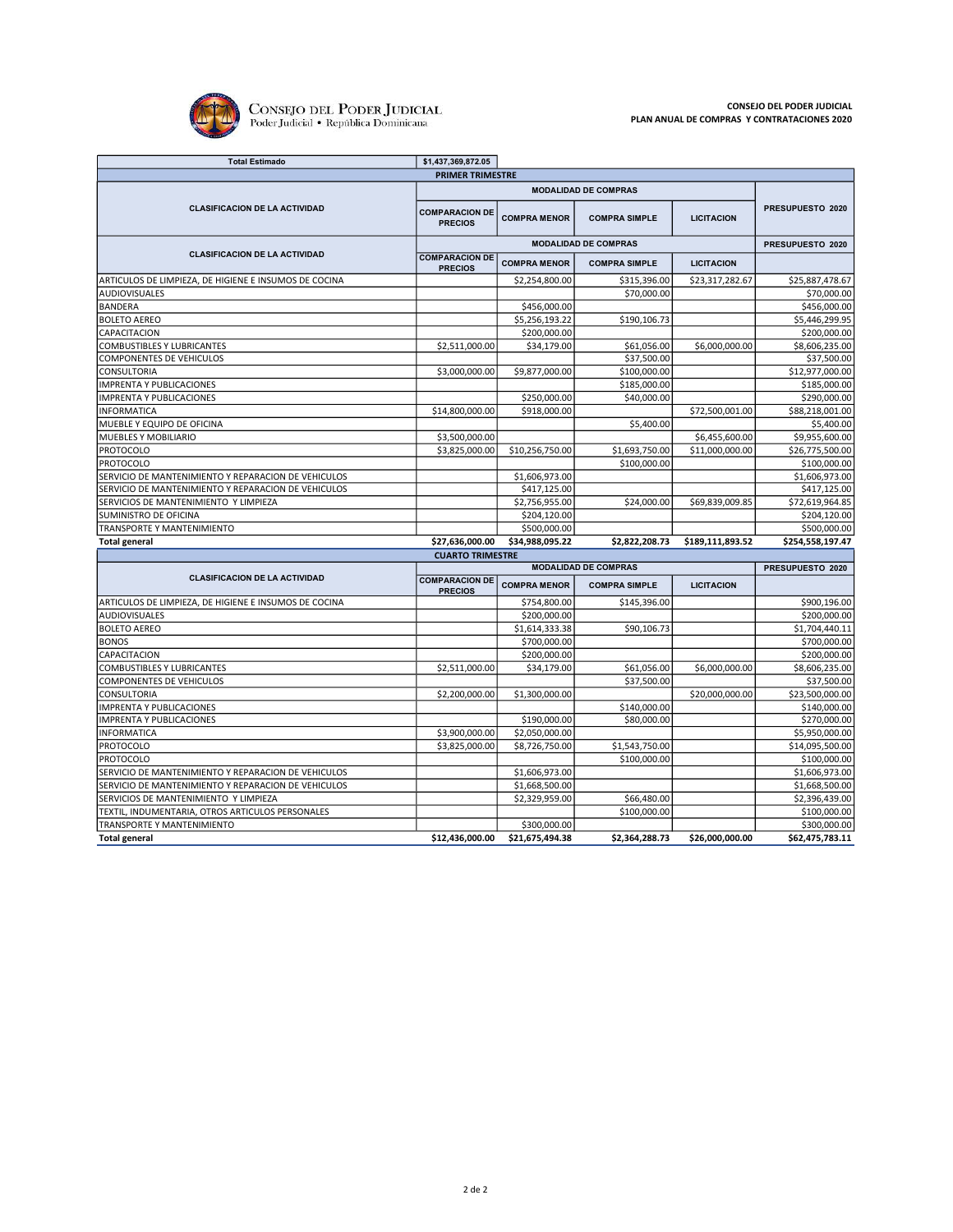CONSEJO DEL PODER JUDICIAL
Poder Judicial • República Dominicana

**CONSEJO DEL PODER JUDICIAL**
**PLAN ANUAL DE COMPRAS Y CONTRATACIONES 2020**

| Total Estimado | $1,437,369,872.05 | | | | |
|---|---|---|---|---|---|
| **PRIMER TRIMESTRE** | | | | | |
| CLASIFICACION DE LA ACTIVIDAD | MODALIDAD DE COMPRAS | | | | PRESUPUESTO 2020 |
| | COMPARACION DE PRECIOS | COMPRA MENOR | COMPRA SIMPLE | LICITACION | |
| CLASIFICACION DE LA ACTIVIDAD | MODALIDAD DE COMPRAS | | | | PRESUPUESTO 2020 |
| | COMPARACION DE PRECIOS | COMPRA MENOR | COMPRA SIMPLE | LICITACION | |
| ARTICULOS DE LIMPIEZA, DE HIGIENE E INSUMOS DE COCINA | | $2,254,800.00 | $315,396.00 | $23,317,282.67 | $25,887,478.67 |
| AUDIOVISUALES | | | $70,000.00 | | $70,000.00 |
| BANDERA | | $456,000.00 | | | $456,000.00 |
| BOLETO AEREO | | $5,256,193.22 | $190,106.73 | | $5,446,299.95 |
| CAPACITACION | | $200,000.00 | | | $200,000.00 |
| COMBUSTIBLES Y LUBRICANTES | $2,511,000.00 | $34,179.00 | $61,056.00 | $6,000,000.00 | $8,606,235.00 |
| COMPONENTES DE VEHICULOS | | | $37,500.00 | | $37,500.00 |
| CONSULTORIA | $3,000,000.00 | $9,877,000.00 | $100,000.00 | | $12,977,000.00 |
| IMPRENTA Y PUBLICACIONES | | | $185,000.00 | | $185,000.00 |
| IMPRENTA Y PUBLICACIONES | | $250,000.00 | $40,000.00 | | $290,000.00 |
| INFORMATICA | $14,800,000.00 | $918,000.00 | | $72,500,001.00 | $88,218,001.00 |
| MUEBLE Y EQUIPO DE OFICINA | | | $5,400.00 | | $5,400.00 |
| MUEBLES Y MOBILIARIO | $3,500,000.00 | | | $6,455,600.00 | $9,955,600.00 |
| PROTOCOLO | $3,825,000.00 | $10,256,750.00 | $1,693,750.00 | $11,000,000.00 | $26,775,500.00 |
| PROTOCOLO | | | $100,000.00 | | $100,000.00 |
| SERVICIO DE MANTENIMIENTO Y REPARACION DE VEHICULOS | | $1,606,973.00 | | | $1,606,973.00 |
| SERVICIO DE MANTENIMIENTO Y REPARACION DE VEHICULOS | | $417,125.00 | | | $417,125.00 |
| SERVICIOS DE MANTENIMIENTO Y LIMPIEZA | | $2,756,955.00 | $24,000.00 | $69,839,009.85 | $72,619,964.85 |
| SUMINISTRO DE OFICINA | | $204,120.00 | | | $204,120.00 |
| TRANSPORTE Y MANTENIMIENTO | | $500,000.00 | | | $500,000.00 |
| **Total general** | **$27,636,000.00** | **$34,988,095.22** | **$2,822,208.73** | **$189,111,893.52** | **$254,558,197.47** |
| **CUARTO TRIMESTRE** | | | | | |
| CLASIFICACION DE LA ACTIVIDAD | MODALIDAD DE COMPRAS | | | | PRESUPUESTO 2020 |
| | COMPARACION DE PRECIOS | COMPRA MENOR | COMPRA SIMPLE | LICITACION | |
| ARTICULOS DE LIMPIEZA, DE HIGIENE E INSUMOS DE COCINA | | $754,800.00 | $145,396.00 | | $900,196.00 |
| AUDIOVISUALES | | $200,000.00 | | | $200,000.00 |
| BOLETO AEREO | | $1,614,333.38 | $90,106.73 | | $1,704,440.11 |
| BONOS | | $700,000.00 | | | $700,000.00 |
| CAPACITACION | | $200,000.00 | | | $200,000.00 |
| COMBUSTIBLES Y LUBRICANTES | $2,511,000.00 | $34,179.00 | $61,056.00 | $6,000,000.00 | $8,606,235.00 |
| COMPONENTES DE VEHICULOS | | | $37,500.00 | | $37,500.00 |
| CONSULTORIA | $2,200,000.00 | $1,300,000.00 | | $20,000,000.00 | $23,500,000.00 |
| IMPRENTA Y PUBLICACIONES | | | $140,000.00 | | $140,000.00 |
| IMPRENTA Y PUBLICACIONES | | $190,000.00 | $80,000.00 | | $270,000.00 |
| INFORMATICA | $3,900,000.00 | $2,050,000.00 | | | $5,950,000.00 |
| PROTOCOLO | $3,825,000.00 | $8,726,750.00 | $1,543,750.00 | | $14,095,500.00 |
| PROTOCOLO | | | $100,000.00 | | $100,000.00 |
| SERVICIO DE MANTENIMIENTO Y REPARACION DE VEHICULOS | | $1,606,973.00 | | | $1,606,973.00 |
| SERVICIO DE MANTENIMIENTO Y REPARACION DE VEHICULOS | | $1,668,500.00 | | | $1,668,500.00 |
| SERVICIOS DE MANTENIMIENTO Y LIMPIEZA | | $2,329,959.00 | $66,480.00 | | $2,396,439.00 |
| TEXTIL, INDUMENTARIA, OTROS ARTICULOS PERSONALES | | | $100,000.00 | | $100,000.00 |
| TRANSPORTE Y MANTENIMIENTO | | $300,000.00 | | | $300,000.00 |
| **Total general** | **$12,436,000.00** | **$21,675,494.38** | **$2,364,288.73** | **$26,000,000.00** | **$62,475,783.11** |